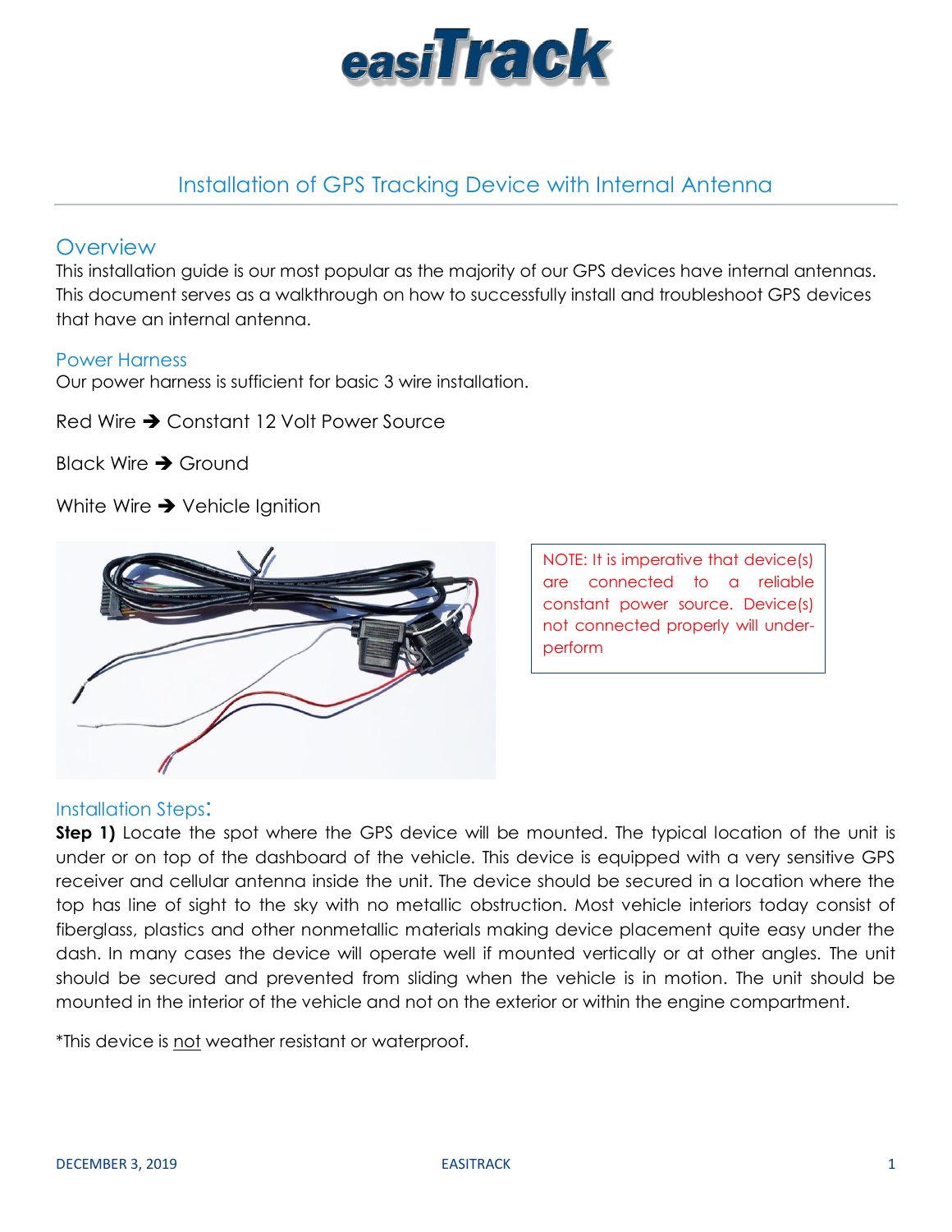# easiTrack

## Installation of GPS Tracking Device with Internal Antenna

### Overview

This installation guide is our most popular as the majority of our GPS devices have internal antennas. This document serves as a walkthrough on how to successfully install and troubleshoot GPS devices that have an internal antenna.

### Power Harness

Our power harness is sufficient for basic 3 wire installation.

Red Wire ➔ Constant 12 Volt Power Source

Black Wire ➔ Ground

White Wire ➔ Vehicle Ignition

NOTE: It is imperative that device(s) are connected to a reliable constant power source. Device(s) not connected properly will under-perform

### Installation Steps:

**Step 1)** Locate the spot where the GPS device will be mounted. The typical location of the unit is under or on top of the dashboard of the vehicle. This device is equipped with a very sensitive GPS receiver and cellular antenna inside the unit. The device should be secured in a location where the top has line of sight to the sky with no metallic obstruction. Most vehicle interiors today consist of fiberglass, plastics and other nonmetallic materials making device placement quite easy under the dash. In many cases the device will operate well if mounted vertically or at other angles. The unit should be secured and prevented from sliding when the vehicle is in motion. The unit should be mounted in the interior of the vehicle and not on the exterior or within the engine compartment.

*This device is <u>not</u> weather resistant or waterproof.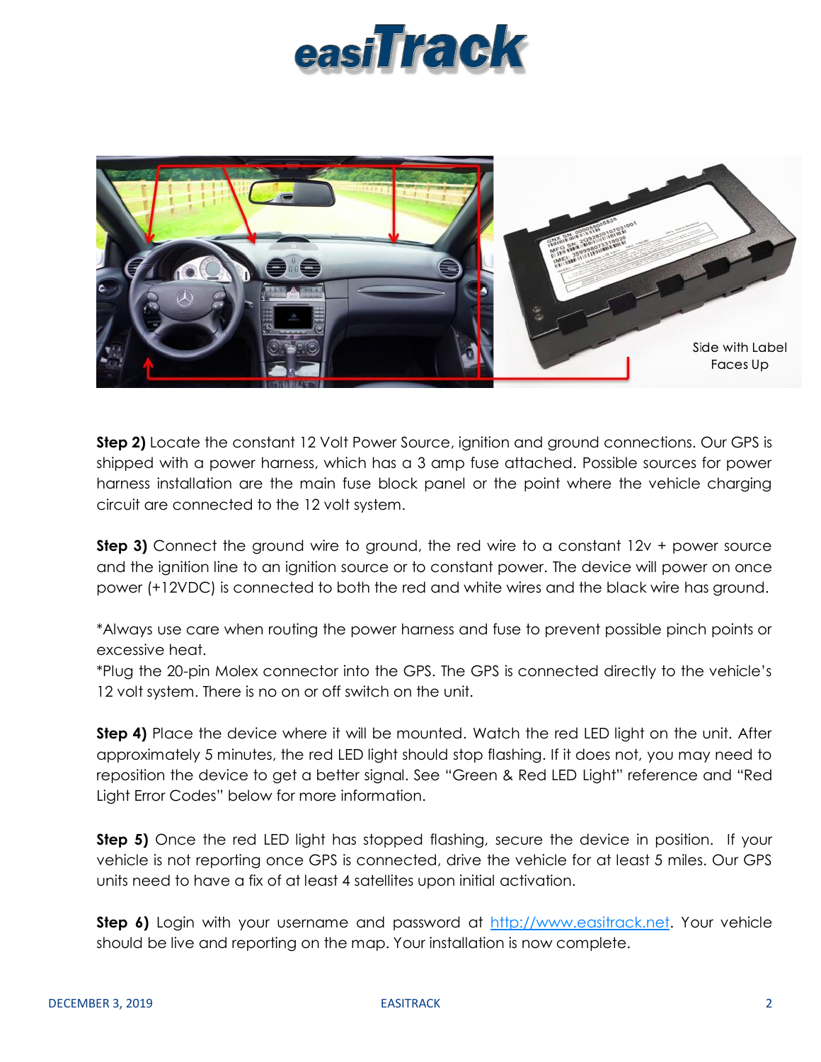# easiTrack

Side with Label Faces Up

**Step 2)** Locate the constant 12 Volt Power Source, ignition and ground connections. Our GPS is shipped with a power harness, which has a 3 amp fuse attached. Possible sources for power harness installation are the main fuse block panel or the point where the vehicle charging circuit are connected to the 12 volt system.

**Step 3)** Connect the ground wire to ground, the red wire to a constant 12v + power source and the ignition line to an ignition source or to constant power. The device will power on once power (+12VDC) is connected to both the red and white wires and the black wire has ground.

*Always use care when routing the power harness and fuse to prevent possible pinch points or excessive heat.

*Plug the 20-pin Molex connector into the GPS. The GPS is connected directly to the vehicle's 12 volt system. There is no on or off switch on the unit.

**Step 4)** Place the device where it will be mounted. Watch the red LED light on the unit. After approximately 5 minutes, the red LED light should stop flashing. If it does not, you may need to reposition the device to get a better signal. See "Green & Red LED Light" reference and "Red Light Error Codes" below for more information.

**Step 5)** Once the red LED light has stopped flashing, secure the device in position. If your vehicle is not reporting once GPS is connected, drive the vehicle for at least 5 miles. Our GPS units need to have a fix of at least 4 satellites upon initial activation.

**Step 6)** Login with your username and password at [http://www.easitrack.net](http://www.easitrack.net). Your vehicle should be live and reporting on the map. Your installation is now complete.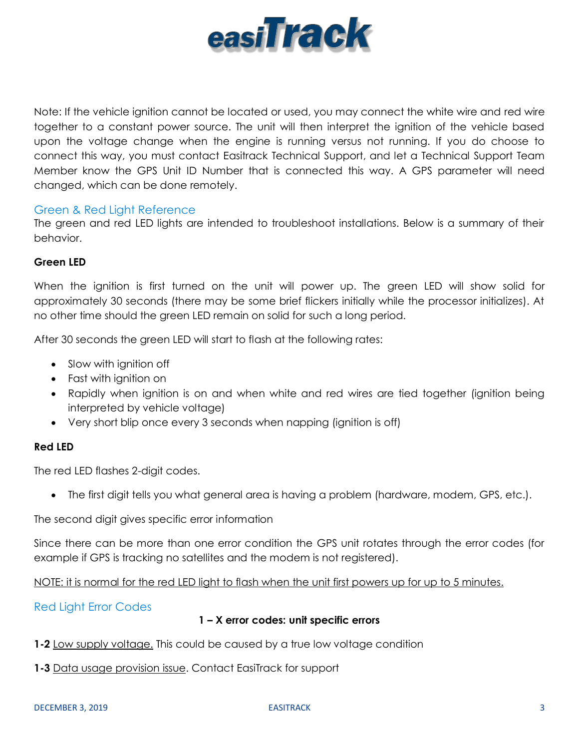Note: If the vehicle ignition cannot be located or used, you may connect the white wire and red wire together to a constant power source. The unit will then interpret the ignition of the vehicle based upon the voltage change when the engine is running versus not running. If you do choose to connect this way, you must contact Easitrack Technical Support, and let a Technical Support Team Member know the GPS Unit ID Number that is connected this way. A GPS parameter will need changed, which can be done remotely.

## Green & Red Light Reference

The green and red LED lights are intended to troubleshoot installations. Below is a summary of their behavior.

**Green LED**

When the ignition is first turned on the unit will power up. The green LED will show solid for approximately 30 seconds (there may be some brief flickers initially while the processor initializes). At no other time should the green LED remain on solid for such a long period.

After 30 seconds the green LED will start to flash at the following rates:

- Slow with ignition off
- Fast with ignition on
- Rapidly when ignition is on and when white and red wires are tied together (ignition being interpreted by vehicle voltage)
- Very short blip once every 3 seconds when napping (ignition is off)

**Red LED**

The red LED flashes 2-digit codes.

- The first digit tells you what general area is having a problem (hardware, modem, GPS, etc.).

The second digit gives specific error information

Since there can be more than one error condition the GPS unit rotates through the error codes (for example if GPS is tracking no satellites and the modem is not registered).

<u>NOTE: it is normal for the red LED light to flash when the unit first powers up for up to 5 minutes.</u>

## Red Light Error Codes

**1 – X error codes: unit specific errors**

**1-2** <u>Low supply voltage.</u> This could be caused by a true low voltage condition

**1-3** <u>Data usage provision issue</u>. Contact EasiTrack for support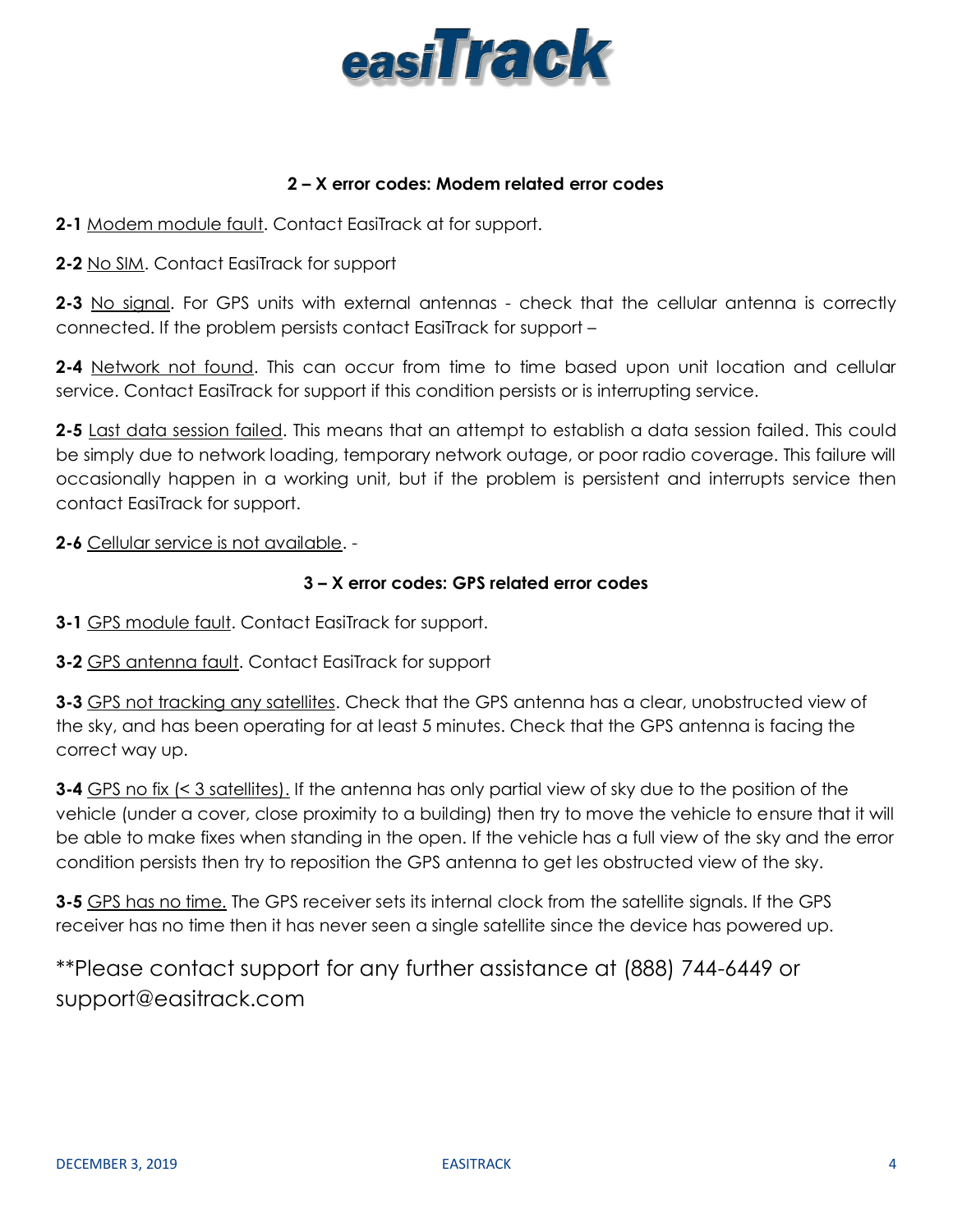### 2 – X error codes: Modem related error codes

**2-1** Modem module fault. Contact EasiTrack at for support.

**2-2** No SIM. Contact EasiTrack for support

**2-3** No signal. For GPS units with external antennas - check that the cellular antenna is correctly connected. If the problem persists contact EasiTrack for support –

**2-4** Network not found. This can occur from time to time based upon unit location and cellular service. Contact EasiTrack for support if this condition persists or is interrupting service.

**2-5** Last data session failed. This means that an attempt to establish a data session failed. This could be simply due to network loading, temporary network outage, or poor radio coverage. This failure will occasionally happen in a working unit, but if the problem is persistent and interrupts service then contact EasiTrack for support.

**2-6** Cellular service is not available. -

### 3 – X error codes: GPS related error codes

**3-1** GPS module fault. Contact EasiTrack for support.

**3-2** GPS antenna fault. Contact EasiTrack for support

**3-3** GPS not tracking any satellites. Check that the GPS antenna has a clear, unobstructed view of the sky, and has been operating for at least 5 minutes. Check that the GPS antenna is facing the correct way up.

**3-4** GPS no fix (< 3 satellites). If the antenna has only partial view of sky due to the position of the vehicle (under a cover, close proximity to a building) then try to move the vehicle to ensure that it will be able to make fixes when standing in the open. If the vehicle has a full view of the sky and the error condition persists then try to reposition the GPS antenna to get les obstructed view of the sky.

**3-5** GPS has no time. The GPS receiver sets its internal clock from the satellite signals. If the GPS receiver has no time then it has never seen a single satellite since the device has powered up.

**Please contact support for any further assistance at (888) 744-6449 or support@easitrack.com